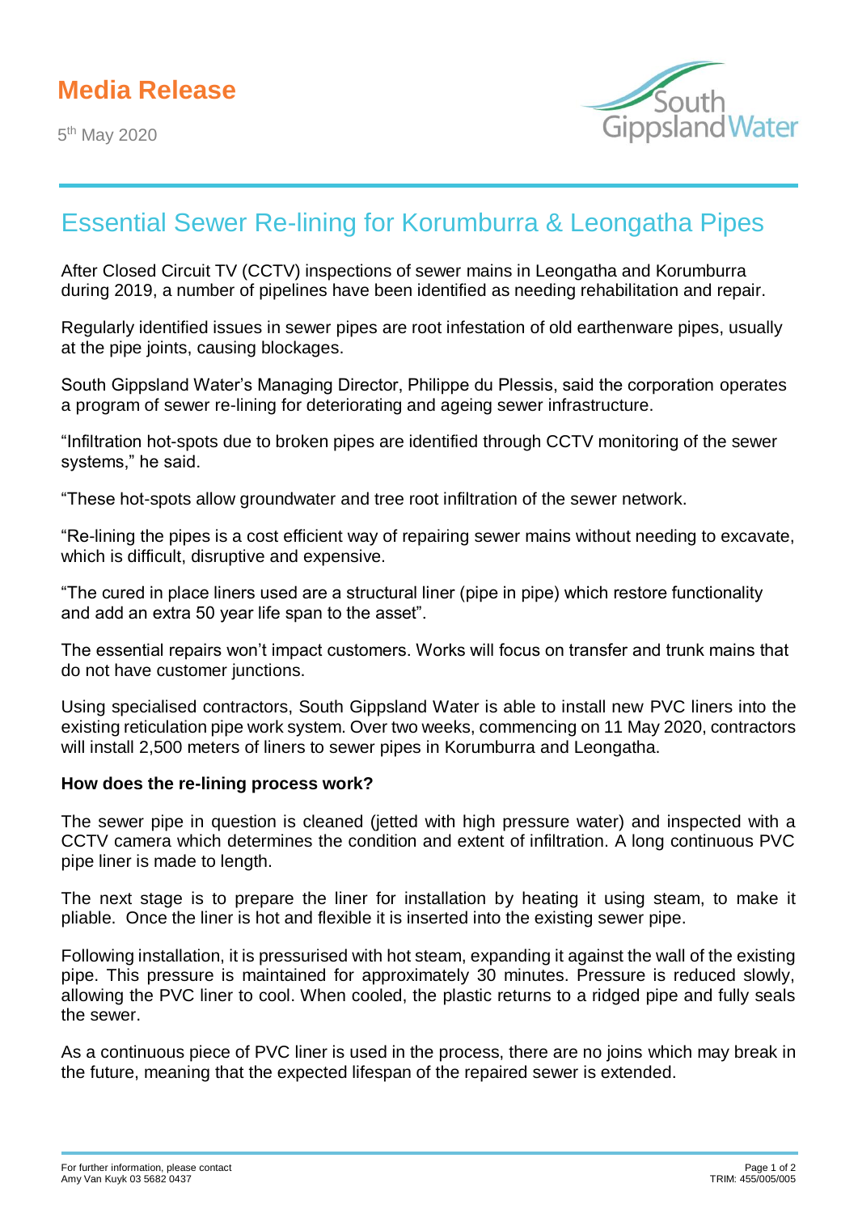# Media Release

5th May 2020

## Essential Sewer Re-lining for Korumburra & Leongatha Pipes

After Closed Circuit TV (CCTV) inspections of sewer mains in Leongatha and Korumburra during 2019, a number of pipelines have been identified as needing rehabilitation and repair.

Regularly identified issues in sewer pipes are root infestation of old earthenware pipes, usually at the pipe joints, causing blockages.

South Gippsland Water's Managing Director, Philippe du Plessis, said the corporation operates a program of sewer re-lining for deteriorating and ageing sewer infrastructure.

"Infiltration hot-spots due to broken pipes are identified through CCTV monitoring of the sewer systems," he said.

"These hot-spots allow groundwater and tree root infiltration of the sewer network.

"Re-lining the pipes is a cost efficient way of repairing sewer mains without needing to excavate, which is difficult, disruptive and expensive.

"The cured in place liners used are a structural liner (pipe in pipe) which restore functionality and add an extra 50 year life span to the asset".

The essential repairs won't impact customers. Works will focus on transfer and trunk mains that do not have customer junctions.

Using specialised contractors, South Gippsland Water is able to install new PVC liners into the existing reticulation pipe work system. Over two weeks, commencing on 11 May 2020, contractors will install 2,500 meters of liners to sewer pipes in Korumburra and Leongatha.

**How does the re-lining process work?**

The sewer pipe in question is cleaned (jetted with high pressure water) and inspected with a CCTV camera which determines the condition and extent of infiltration. A long continuous PVC pipe liner is made to length.

The next stage is to prepare the liner for installation by heating it using steam, to make it pliable. Once the liner is hot and flexible it is inserted into the existing sewer pipe.

Following installation, it is pressurised with hot steam, expanding it against the wall of the existing pipe. This pressure is maintained for approximately 30 minutes. Pressure is reduced slowly, allowing the PVC liner to cool. When cooled, the plastic returns to a ridged pipe and fully seals the sewer.

As a continuous piece of PVC liner is used in the process, there are no joins which may break in the future, meaning that the expected lifespan of the repaired sewer is extended.

For further information, please contact
Amy Van Kuyk 03 5682 0437

TRIM: 455/005/005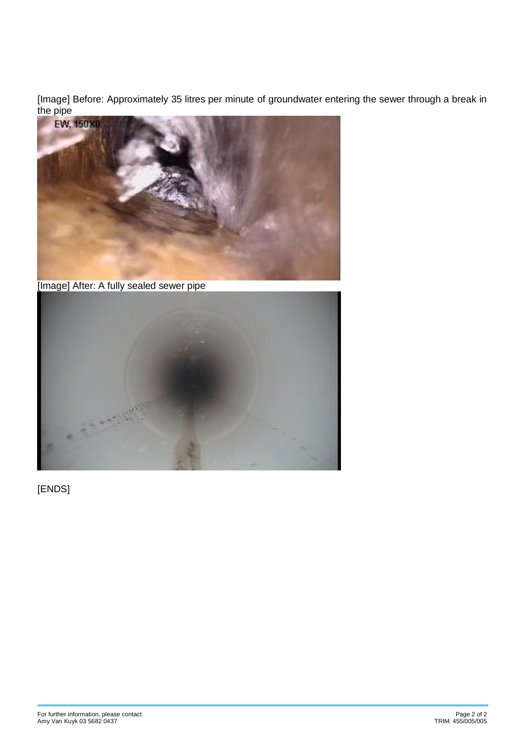[Image] Before: Approximately 35 litres per minute of groundwater entering the sewer through a break in the pipe

[Image] After: A fully sealed sewer pipe

[ENDS]

For further information, please contact
Amy Van Kuyk 03 5682 0437

TRIM: 455/005/005